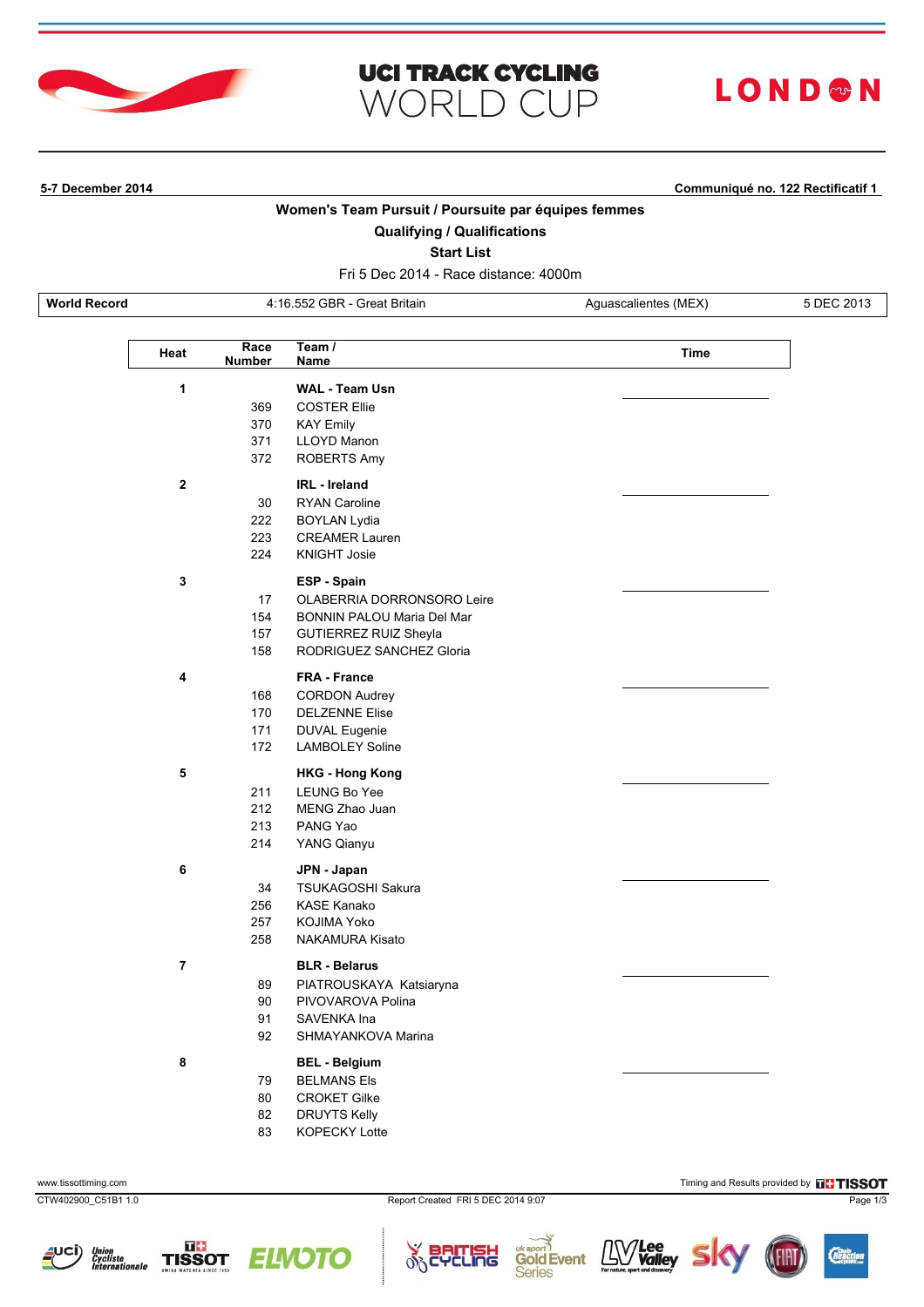# UCI TRACK CYCLING WORLD CUP

LONDON

**5-7 December 2014** — **Communiqué no. 122 Rectificatif 1**

## Women's Team Pursuit / Poursuite par équipes femmes

### Qualifying / Qualifications

### Start List

Fri 5 Dec 2014 - Race distance: 4000m

| World Record | 4:16.552 GBR - Great Britain | Aguascalientes (MEX) | 5 DEC 2013 |
|---|---|---|---|

| Heat | Race Number | Team / Name | Time |
|---|---|---|---|
| 1 | | **WAL - Team Usn** | |
| | 369 | COSTER Ellie | |
| | 370 | KAY Emily | |
| | 371 | LLOYD Manon | |
| | 372 | ROBERTS Amy | |
| 2 | | **IRL - Ireland** | |
| | 30 | RYAN Caroline | |
| | 222 | BOYLAN Lydia | |
| | 223 | CREAMER Lauren | |
| | 224 | KNIGHT Josie | |
| 3 | | **ESP - Spain** | |
| | 17 | OLABERRIA DORRONSORO Leire | |
| | 154 | BONNIN PALOU Maria Del Mar | |
| | 157 | GUTIERREZ RUIZ Sheyla | |
| | 158 | RODRIGUEZ SANCHEZ Gloria | |
| 4 | | **FRA - France** | |
| | 168 | CORDON Audrey | |
| | 170 | DELZENNE Elise | |
| | 171 | DUVAL Eugenie | |
| | 172 | LAMBOLEY Soline | |
| 5 | | **HKG - Hong Kong** | |
| | 211 | LEUNG Bo Yee | |
| | 212 | MENG Zhao Juan | |
| | 213 | PANG Yao | |
| | 214 | YANG Qianyu | |
| 6 | | **JPN - Japan** | |
| | 34 | TSUKAGOSHI Sakura | |
| | 256 | KASE Kanako | |
| | 257 | KOJIMA Yoko | |
| | 258 | NAKAMURA Kisato | |
| 7 | | **BLR - Belarus** | |
| | 89 | PIATROUSKAYA Katsiaryna | |
| | 90 | PIVOVAROVA Polina | |
| | 91 | SAVENKA Ina | |
| | 92 | SHMAYANKOVA Marina | |
| 8 | | **BEL - Belgium** | |
| | 79 | BELMANS Els | |
| | 80 | CROKET Gilke | |
| | 82 | DRUYTS Kelly | |
| | 83 | KOPECKY Lotte | |

www.tissottiming.com — Timing and Results provided by TISSOT

CTW402900_C51B1 1.0 — Report Created FRI 5 DEC 2014 9:07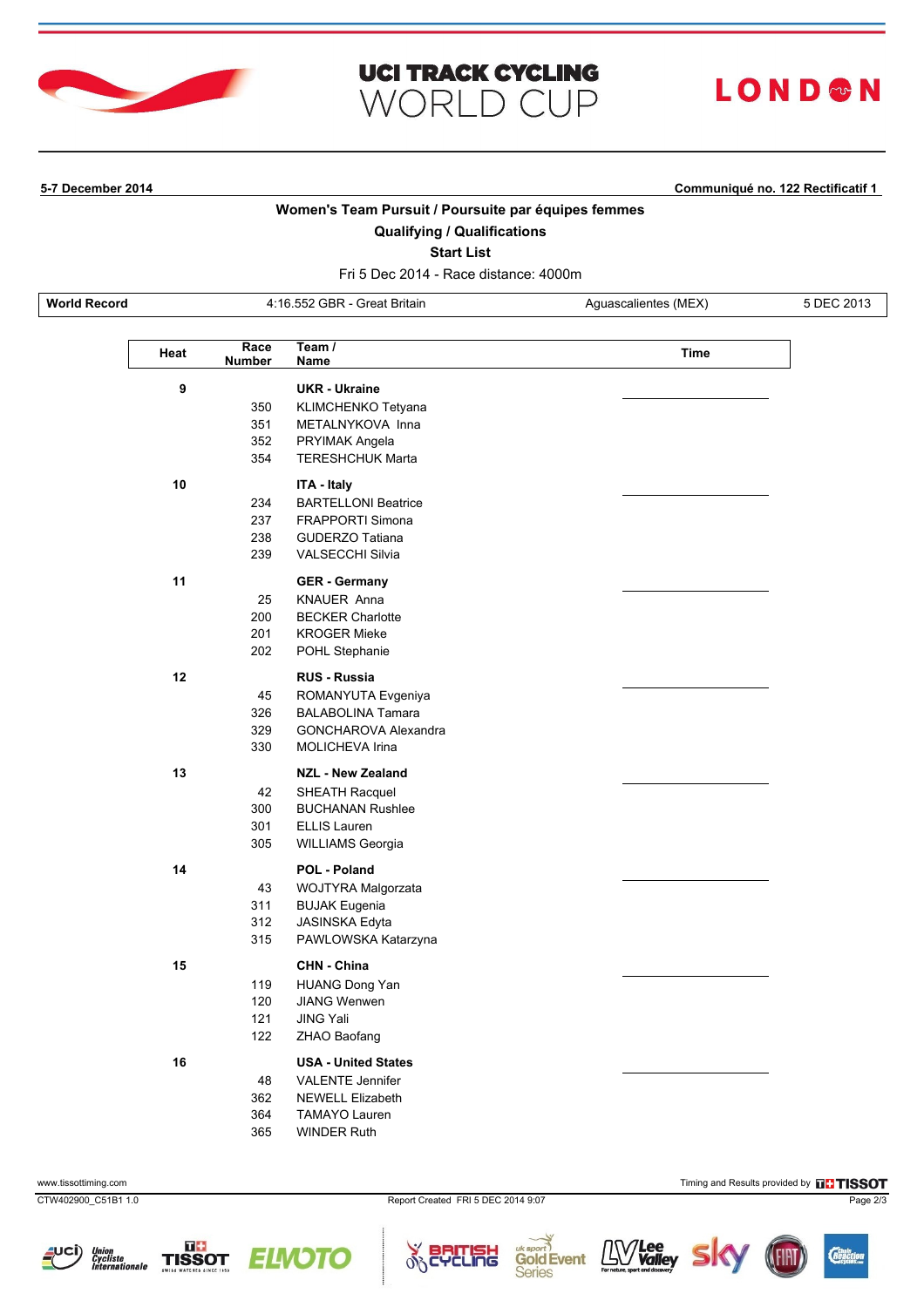# UCI TRACK CYCLING WORLD CUP

LONDON

**5-7 December 2014** | **Communiqué no. 122 Rectificatif 1**

## Women's Team Pursuit / Poursuite par équipes femmes

### Qualifying / Qualifications

### Start List

Fri 5 Dec 2014 - Race distance: 4000m

| **World Record** | 4:16.552 GBR - Great Britain | Aguascalientes (MEX) | 5 DEC 2013 |
|---|---|---|---|

| Heat | Race Number | Team / Name | Time |
|---|---|---|---|
| **9** | | **UKR - Ukraine** | |
| | 350 | KLIMCHENKO Tetyana | |
| | 351 | METALNYKOVA Inna | |
| | 352 | PRYIMAK Angela | |
| | 354 | TERESHCHUK Marta | |
| **10** | | **ITA - Italy** | |
| | 234 | BARTELLONI Beatrice | |
| | 237 | FRAPPORTI Simona | |
| | 238 | GUDERZO Tatiana | |
| | 239 | VALSECCHI Silvia | |
| **11** | | **GER - Germany** | |
| | 25 | KNAUER Anna | |
| | 200 | BECKER Charlotte | |
| | 201 | KROGER Mieke | |
| | 202 | POHL Stephanie | |
| **12** | | **RUS - Russia** | |
| | 45 | ROMANYUTA Evgeniya | |
| | 326 | BALABOLINA Tamara | |
| | 329 | GONCHAROVA Alexandra | |
| | 330 | MOLICHEVA Irina | |
| **13** | | **NZL - New Zealand** | |
| | 42 | SHEATH Racquel | |
| | 300 | BUCHANAN Rushlee | |
| | 301 | ELLIS Lauren | |
| | 305 | WILLIAMS Georgia | |
| **14** | | **POL - Poland** | |
| | 43 | WOJTYRA Malgorzata | |
| | 311 | BUJAK Eugenia | |
| | 312 | JASINSKA Edyta | |
| | 315 | PAWLOWSKA Katarzyna | |
| **15** | | **CHN - China** | |
| | 119 | HUANG Dong Yan | |
| | 120 | JIANG Wenwen | |
| | 121 | JING Yali | |
| | 122 | ZHAO Baofang | |
| **16** | | **USA - United States** | |
| | 48 | VALENTE Jennifer | |
| | 362 | NEWELL Elizabeth | |
| | 364 | TAMAYO Lauren | |
| | 365 | WINDER Ruth | |

www.tissottiming.com | Timing and Results provided by TISSOT

CTW402900_C51B1 1.0 | Report Created FRI 5 DEC 2014 9:07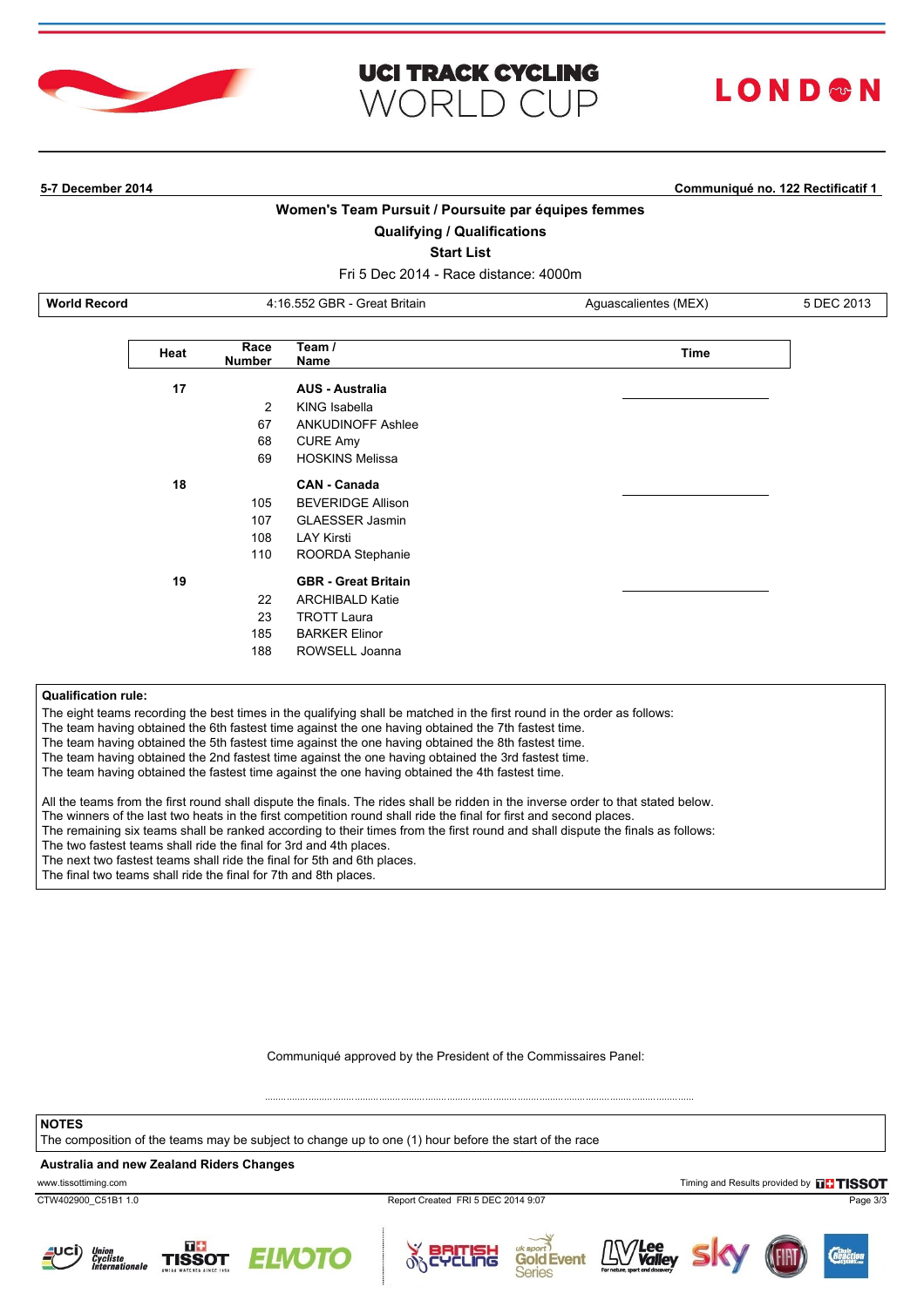# UCI TRACK CYCLING WORLD CUP

LONDON

**5-7 December 2014** **Communiqué no. 122 Rectificatif 1**

**Women's Team Pursuit / Poursuite par équipes femmes**

**Qualifying / Qualifications**

**Start List**

Fri 5 Dec 2014 - Race distance: 4000m

| **World Record** | 4:16.552 GBR - Great Britain | Aguascalientes (MEX) | 5 DEC 2013 |
|---|---|---|---|

| Heat | Race Number | Team / Name | Time |
|---|---|---|---|
| 17 | | **AUS - Australia** | |
| | 2 | KING Isabella | |
| | 67 | ANKUDINOFF Ashlee | |
| | 68 | CURE Amy | |
| | 69 | HOSKINS Melissa | |
| 18 | | **CAN - Canada** | |
| | 105 | BEVERIDGE Allison | |
| | 107 | GLAESSER Jasmin | |
| | 108 | LAY Kirsti | |
| | 110 | ROORDA Stephanie | |
| 19 | | **GBR - Great Britain** | |
| | 22 | ARCHIBALD Katie | |
| | 23 | TROTT Laura | |
| | 185 | BARKER Elinor | |
| | 188 | ROWSELL Joanna | |

**Qualification rule:**

The eight teams recording the best times in the qualifying shall be matched in the first round in the order as follows:
The team having obtained the 6th fastest time against the one having obtained the 7th fastest time.
The team having obtained the 5th fastest time against the one having obtained the 8th fastest time.
The team having obtained the 2nd fastest time against the one having obtained the 3rd fastest time.
The team having obtained the fastest time against the one having obtained the 4th fastest time.

All the teams from the first round shall dispute the finals. The rides shall be ridden in the inverse order to that stated below.
The winners of the last two heats in the first competition round shall ride the final for first and second places.
The remaining six teams shall be ranked according to their times from the first round and shall dispute the finals as follows:
The two fastest teams shall ride the final for 3rd and 4th places.
The next two fastest teams shall ride the final for 5th and 6th places.
The final two teams shall ride the final for 7th and 8th places.

Communiqué approved by the President of the Commissaires Panel:

**NOTES**

The composition of the teams may be subject to change up to one (1) hour before the start of the race

**Australia and new Zealand Riders Changes**

www.tissottiming.com

Timing and Results provided by TISSOT

CTW402900_C51B1 1.0

Report Created FRI 5 DEC 2014 9:07